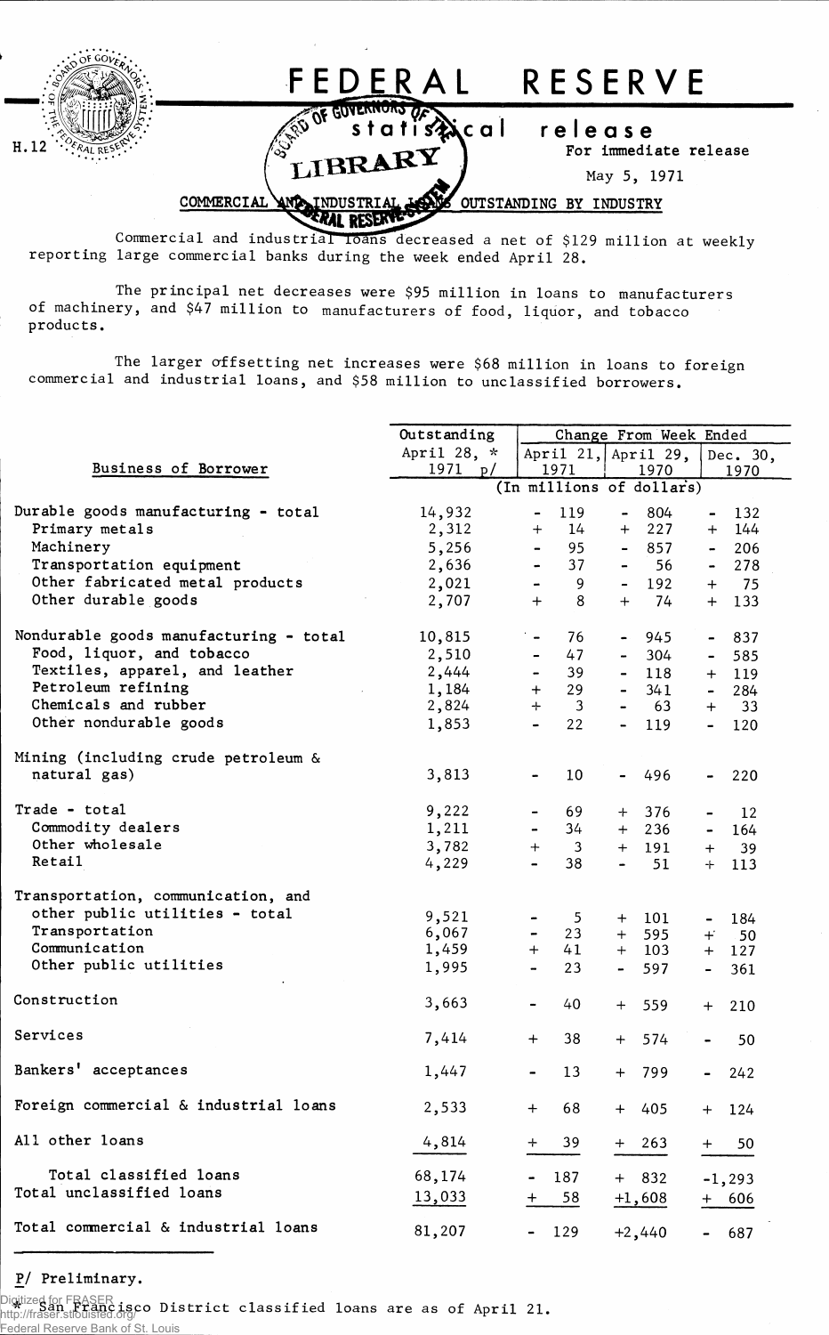# FEDERAL RESERVE

## statistical release

H.12

For immediate release

May 5, 1971

### COMMERCIAL AND INDUSTRIAL LOANS OUTSTANDING BY INDUSTRY

Commercial and industrial loans decreased a net of $129 million at weekly reporting large commercial banks during the week ended April 28.

The principal net decreases were $95 million in loans to manufacturers of machinery, and $47 million to manufacturers of food, liquor, and tobacco products.

The larger offsetting net increases were $68 million in loans to foreign commercial and industrial loans, and $58 million to unclassified borrowers.

| Business of Borrower | Outstanding April 28, * 1971 p/ | Change From Week Ended April 21, 1971 | April 29, 1970 | Dec. 30, 1970 |
|---|---|---|---|---|
| | (In millions of dollars) | | | |
| Durable goods manufacturing - total | 14,932 | - 119 | - 804 | - 132 |
| Primary metals | 2,312 | + 14 | + 227 | + 144 |
| Machinery | 5,256 | - 95 | - 857 | - 206 |
| Transportation equipment | 2,636 | - 37 | - 56 | - 278 |
| Other fabricated metal products | 2,021 | - 9 | - 192 | + 75 |
| Other durable goods | 2,707 | + 8 | + 74 | + 133 |
| Nondurable goods manufacturing - total | 10,815 | - 76 | - 945 | - 837 |
| Food, liquor, and tobacco | 2,510 | - 47 | - 304 | - 585 |
| Textiles, apparel, and leather | 2,444 | - 39 | - 118 | + 119 |
| Petroleum refining | 1,184 | + 29 | - 341 | - 284 |
| Chemicals and rubber | 2,824 | + 3 | - 63 | + 33 |
| Other nondurable goods | 1,853 | - 22 | - 119 | - 120 |
| Mining (including crude petroleum & natural gas) | 3,813 | - 10 | - 496 | - 220 |
| Trade - total | 9,222 | - 69 | + 376 | - 12 |
| Commodity dealers | 1,211 | - 34 | + 236 | - 164 |
| Other wholesale | 3,782 | + 3 | + 191 | + 39 |
| Retail | 4,229 | - 38 | - 51 | + 113 |
| Transportation, communication, and other public utilities - total | 9,521 | - 5 | + 101 | - 184 |
| Transportation | 6,067 | - 23 | + 595 | + 50 |
| Communication | 1,459 | + 41 | + 103 | + 127 |
| Other public utilities | 1,995 | - 23 | - 597 | - 361 |
| Construction | 3,663 | - 40 | + 559 | + 210 |
| Services | 7,414 | + 38 | + 574 | - 50 |
| Bankers' acceptances | 1,447 | - 13 | + 799 | - 242 |
| Foreign commercial & industrial loans | 2,533 | + 68 | + 405 | + 124 |
| All other loans | 4,814 | + 39 | + 263 | + 50 |
| Total classified loans | 68,174 | - 187 | + 832 | -1,293 |
| Total unclassified loans | 13,033 | + 58 | +1,608 | + 606 |
| Total commercial & industrial loans | 81,207 | - 129 | +2,440 | - 687 |

P/ Preliminary.

* San Francisco District classified loans are as of April 21.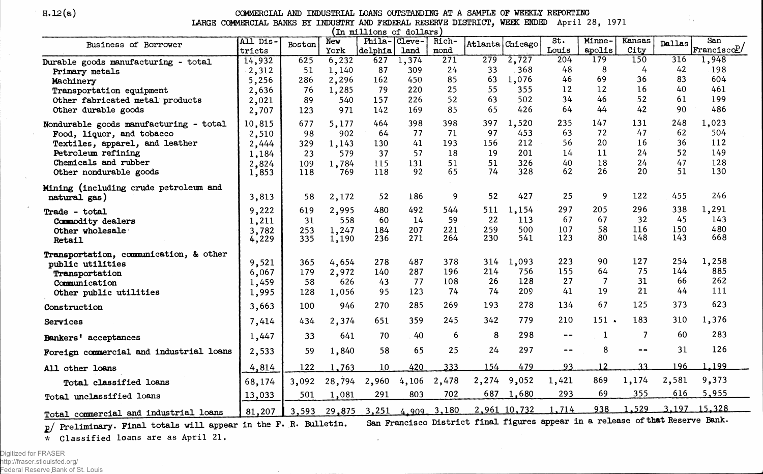H.12(a)

# COMMERCIAL AND INDUSTRIAL LOANS OUTSTANDING AT A SAMPLE OF WEEKLY REPORTING LARGE COMMERCIAL BANKS BY INDUSTRY AND FEDERAL RESERVE DISTRICT, WEEK ENDED April 28, 1971

(In millions of dollars)

| Business of Borrower | All Districts | Boston | New York | Philadelphia | Cleveland | Richmond | Atlanta | Chicago | St. Louis | Minneapolis | Kansas City | Dallas | San Francisco p/ |
|---|---|---|---|---|---|---|---|---|---|---|---|---|---|
| Durable goods manufacturing - total | 14,932 | 625 | 6,232 | 627 | 1,374 | 271 | 279 | 2,727 | 204 | 179 | 150 | 316 | 1,948 |
| Primary metals | 2,312 | 51 | 1,140 | 87 | 309 | 24 | 33 | 368 | 48 | 8 | 4 | 42 | 198 |
| Machinery | 5,256 | 286 | 2,296 | 162 | 450 | 85 | 63 | 1,076 | 46 | 69 | 36 | 83 | 604 |
| Transportation equipment | 2,636 | 76 | 1,285 | 79 | 220 | 25 | 55 | 355 | 12 | 12 | 16 | 40 | 461 |
| Other fabricated metal products | 2,021 | 89 | 540 | 157 | 226 | 52 | 63 | 502 | 34 | 46 | 52 | 61 | 199 |
| Other durable goods | 2,707 | 123 | 971 | 142 | 169 | 85 | 65 | 426 | 64 | 44 | 42 | 90 | 486 |
| Nondurable goods manufacturing - total | 10,815 | 677 | 5,177 | 464 | 398 | 398 | 397 | 1,520 | 235 | 147 | 131 | 248 | 1,023 |
| Food, liquor, and tobacco | 2,510 | 98 | 902 | 64 | 77 | 71 | 97 | 453 | 63 | 72 | 47 | 62 | 504 |
| Textiles, apparel, and leather | 2,444 | 329 | 1,143 | 130 | 41 | 193 | 156 | 212 | 56 | 20 | 16 | 36 | 112 |
| Petroleum refining | 1,184 | 23 | 579 | 37 | 57 | 18 | 19 | 201 | 14 | 11 | 24 | 52 | 149 |
| Chemicals and rubber | 2,824 | 109 | 1,784 | 115 | 131 | 51 | 51 | 326 | 40 | 18 | 24 | 47 | 128 |
| Other nondurable goods | 1,853 | 118 | 769 | 118 | 92 | 65 | 74 | 328 | 62 | 26 | 20 | 51 | 130 |
| Mining (including crude petroleum and natural gas) | 3,813 | 58 | 2,172 | 52 | 186 | 9 | 52 | 427 | 25 | 9 | 122 | 455 | 246 |
| Trade - total | 9,222 | 619 | 2,995 | 480 | 492 | 544 | 511 | 1,154 | 297 | 205 | 296 | 338 | 1,291 |
| Commodity dealers | 1,211 | 31 | 558 | 60 | 14 | 59 | 22 | 113 | 67 | 67 | 32 | 45 | 143 |
| Other wholesale | 3,782 | 253 | 1,247 | 184 | 207 | 221 | 259 | 500 | 107 | 58 | 116 | 150 | 480 |
| Retail | 4,229 | 335 | 1,190 | 236 | 271 | 264 | 230 | 541 | 123 | 80 | 148 | 143 | 668 |
| Transportation, communication, & other public utilities | 9,521 | 365 | 4,654 | 278 | 487 | 378 | 314 | 1,093 | 223 | 90 | 127 | 254 | 1,258 |
| Transportation | 6,067 | 179 | 2,972 | 140 | 287 | 196 | 214 | 756 | 155 | 64 | 75 | 144 | 885 |
| Communication | 1,459 | 58 | 626 | 43 | 77 | 108 | 26 | 128 | 27 | 7 | 31 | 66 | 262 |
| Other public utilities | 1,995 | 128 | 1,056 | 95 | 123 | 74 | 74 | 209 | 41 | 19 | 21 | 44 | 111 |
| Construction | 3,663 | 100 | 946 | 270 | 285 | 269 | 193 | 278 | 134 | 67 | 125 | 373 | 623 |
| Services | 7,414 | 434 | 2,374 | 651 | 359 | 245 | 342 | 779 | 210 | 151 * | 183 | 310 | 1,376 |
| Bankers' acceptances | 1,447 | 33 | 641 | 70 | 40 | 6 | 8 | 298 | -- | 1 | 7 | 60 | 283 |
| Foreign commercial and industrial loans | 2,533 | 59 | 1,840 | 58 | 65 | 25 | 24 | 297 | -- | 8 | -- | 31 | 126 |
| All other loans | 4,814 | 122 | 1,763 | 10 | 420 | 333 | 154 | 479 | 93 | 12 | 33 | 196 | 1,199 |
| Total classified loans | 68,174 | 3,092 | 28,794 | 2,960 | 4,106 | 2,478 | 2,274 | 9,052 | 1,421 | 869 | 1,174 | 2,581 | 9,373 |
| Total unclassified loans | 13,033 | 501 | 1,081 | 291 | 803 | 702 | 687 | 1,680 | 293 | 69 | 355 | 616 | 5,955 |
| Total commercial and industrial loans | 81,207 | 3,593 | 29,875 | 3,251 | 4,909 | 3,180 | 2,961 | 10,732 | 1,714 | 938 | 1,529 | 3,197 | 15,328 |

p/ Preliminary. Final totals will appear in the F. R. Bulletin. San Francisco District final figures appear in a release of that Reserve Bank.

\* Classified loans are as April 21.